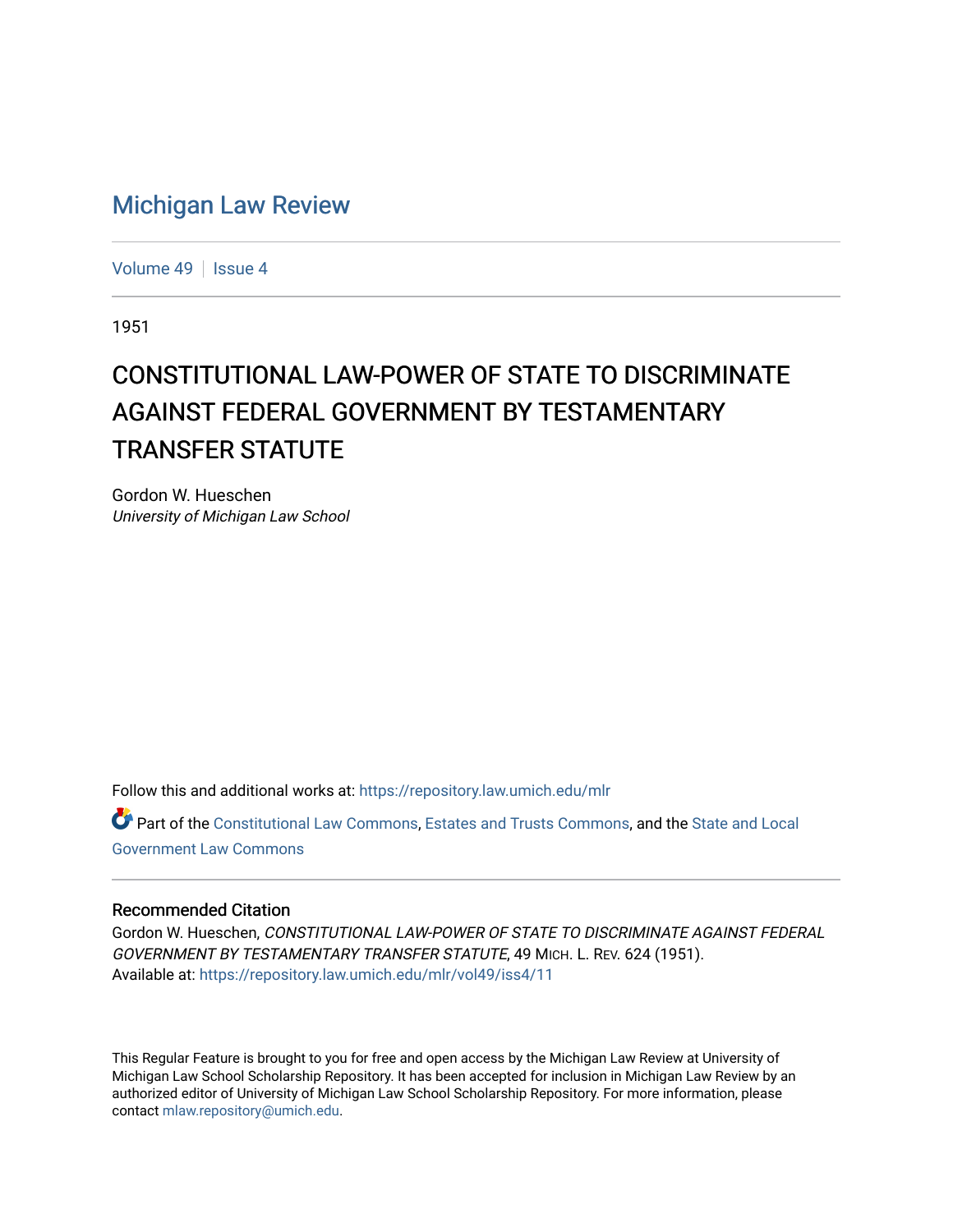# Michigan Law Review

Volume 49 | Issue 4

1951

## CONSTITUTIONAL LAW-POWER OF STATE TO DISCRIMINATE AGAINST FEDERAL GOVERNMENT BY TESTAMENTARY TRANSFER STATUTE

Gordon W. Hueschen
*University of Michigan Law School*

Follow this and additional works at: https://repository.law.umich.edu/mlr

Part of the Constitutional Law Commons, Estates and Trusts Commons, and the State and Local Government Law Commons

### Recommended Citation

Gordon W. Hueschen, *CONSTITUTIONAL LAW-POWER OF STATE TO DISCRIMINATE AGAINST FEDERAL GOVERNMENT BY TESTAMENTARY TRANSFER STATUTE*, 49 MICH. L. REV. 624 (1951).
Available at: https://repository.law.umich.edu/mlr/vol49/iss4/11

This Regular Feature is brought to you for free and open access by the Michigan Law Review at University of Michigan Law School Scholarship Repository. It has been accepted for inclusion in Michigan Law Review by an authorized editor of University of Michigan Law School Scholarship Repository. For more information, please contact mlaw.repository@umich.edu.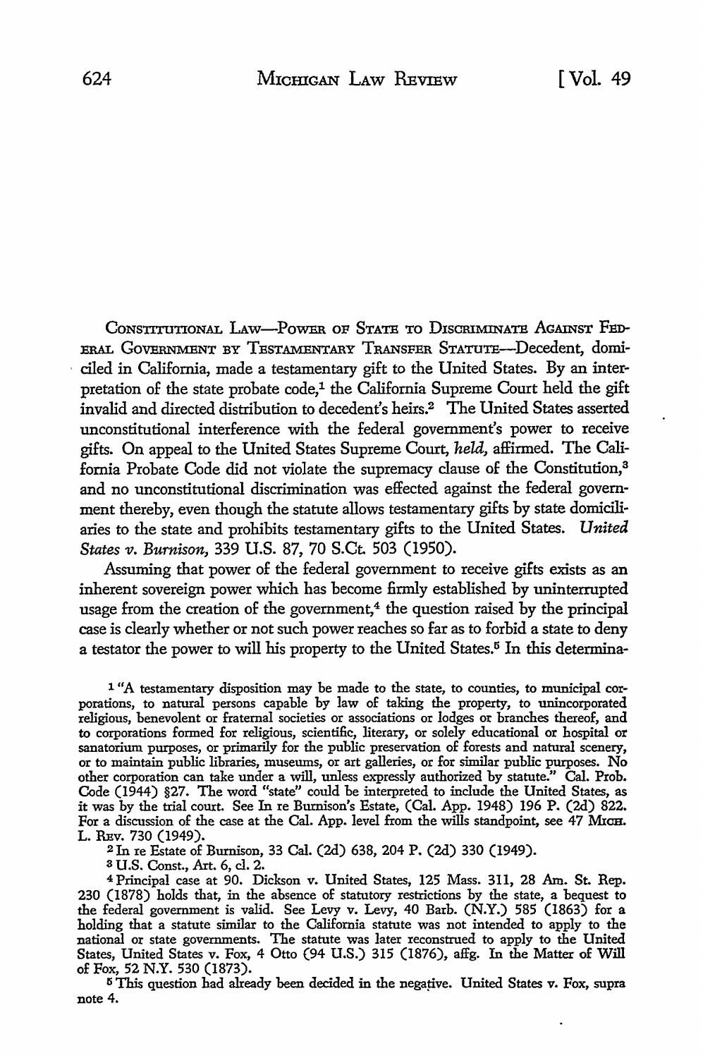CONSTITUTIONAL LAW—POWER OF STATE TO DISCRIMINATE AGAINST FEDERAL GOVERNMENT BY TESTAMENTARY TRANSFER STATUTE—Decedent, domiciled in California, made a testamentary gift to the United States. By an interpretation of the state probate code,[1] the California Supreme Court held the gift invalid and directed distribution to decedent's heirs.[2] The United States asserted unconstitutional interference with the federal government's power to receive gifts. On appeal to the United States Supreme Court, *held*, affirmed. The California Probate Code did not violate the supremacy clause of the Constitution,[3] and no unconstitutional discrimination was effected against the federal government thereby, even though the statute allows testamentary gifts by state domiciliaries to the state and prohibits testamentary gifts to the United States. *United States v. Burnison*, 339 U.S. 87, 70 S.Ct. 503 (1950).

Assuming that power of the federal government to receive gifts exists as an inherent sovereign power which has become firmly established by uninterrupted usage from the creation of the government,[4] the question raised by the principal case is clearly whether or not such power reaches so far as to forbid a state to deny a testator the power to will his property to the United States.[5] In this determina-

---

[1] "A testamentary disposition may be made to the state, to counties, to municipal corporations, to natural persons capable by law of taking the property, to unincorporated religious, benevolent or fraternal societies or associations or lodges or branches thereof, and to corporations formed for religious, scientific, literary, or solely educational or hospital or sanatorium purposes, or primarily for the public preservation of forests and natural scenery, or to maintain public libraries, museums, or art galleries, or for similar public purposes. No other corporation can take under a will, unless expressly authorized by statute." Cal. Prob. Code (1944) §27. The word "state" could be interpreted to include the United States, as it was by the trial court. See In re Burnison's Estate, (Cal. App. 1948) 196 P. (2d) 822. For a discussion of the case at the Cal. App. level from the wills standpoint, see 47 MICH. L. REV. 730 (1949).

[2] In re Estate of Burnison, 33 Cal. (2d) 638, 204 P. (2d) 330 (1949).

[3] U.S. Const., Art. 6, cl. 2.

[4] Principal case at 90. Dickson v. United States, 125 Mass. 311, 28 Am. St. Rep. 230 (1878) holds that, in the absence of statutory restrictions by the state, a bequest to the federal government is valid. See Levy v. Levy, 40 Barb. (N.Y.) 585 (1863) for a holding that a statute similar to the California statute was not intended to apply to the national or state governments. The statute was later reconstrued to apply to the United States, United States v. Fox, 4 Otto (94 U.S.) 315 (1876), affg. In the Matter of Will of Fox, 52 N.Y. 530 (1873).

[5] This question had already been decided in the negative. United States v. Fox, supra note 4.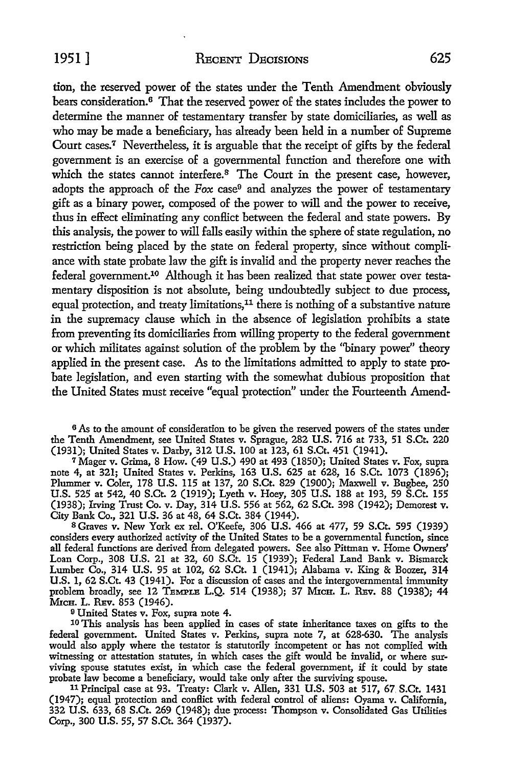tion, the reserved power of the states under the Tenth Amendment obviously bears consideration.[6] That the reserved power of the states includes the power to determine the manner of testamentary transfer by state domiciliaries, as well as who may be made a beneficiary, has already been held in a number of Supreme Court cases.[7] Nevertheless, it is arguable that the receipt of gifts by the federal government is an exercise of a governmental function and therefore one with which the states cannot interfere.[8] The Court in the present case, however, adopts the approach of the *Fox* case[9] and analyzes the power of testamentary gift as a binary power, composed of the power to will and the power to receive, thus in effect eliminating any conflict between the federal and state powers. By this analysis, the power to will falls easily within the sphere of state regulation, no restriction being placed by the state on federal property, since without compliance with state probate law the gift is invalid and the property never reaches the federal government.[10] Although it has been realized that state power over testamentary disposition is not absolute, being undoubtedly subject to due process, equal protection, and treaty limitations,[11] there is nothing of a substantive nature in the supremacy clause which in the absence of legislation prohibits a state from preventing its domiciliaries from willing property to the federal government or which militates against solution of the problem by the "binary power" theory applied in the present case. As to the limitations admitted to apply to state probate legislation, and even starting with the somewhat dubious proposition that the United States must receive "equal protection" under the Fourteenth Amend-

---

[6] As to the amount of consideration to be given the reserved powers of the states under the Tenth Amendment, see United States v. Sprague, 282 U.S. 716 at 733, 51 S.Ct. 220 (1931); United States v. Darby, 312 U.S. 100 at 123, 61 S.Ct. 451 (1941).

[7] Mager v. Grima, 8 How. (49 U.S.) 490 at 493 (1850); United States v. Fox, supra note 4, at 321; United States v. Perkins, 163 U.S. 625 at 628, 16 S.Ct. 1073 (1896); Plummer v. Coler, 178 U.S. 115 at 137, 20 S.Ct. 829 (1900); Maxwell v. Bugbee, 250 U.S. 525 at 542, 40 S.Ct. 2 (1919); Lyeth v. Hoey, 305 U.S. 188 at 193, 59 S.Ct. 155 (1938); Irving Trust Co. v. Day, 314 U.S. 556 at 562, 62 S.Ct. 398 (1942); Demorest v. City Bank Co., 321 U.S. 36 at 48, 64 S.Ct. 384 (1944).

[8] Graves v. New York ex rel. O'Keefe, 306 U.S. 466 at 477, 59 S.Ct. 595 (1939) considers every authorized activity of the United States to be a governmental function, since all federal functions are derived from delegated powers. See also Pittman v. Home Owners' Loan Corp., 308 U.S. 21 at 32, 60 S.Ct. 15 (1939); Federal Land Bank v. Bismarck Lumber Co., 314 U.S. 95 at 102, 62 S.Ct. 1 (1941); Alabama v. King & Boozer, 314 U.S. 1, 62 S.Ct. 43 (1941). For a discussion of cases and the intergovernmental immunity problem broadly, see 12 TEMPLE L.Q. 514 (1938); 37 MICH. L. REV. 88 (1938); 44 MICH. L. REV. 853 (1946).

[9] United States v. Fox, supra note 4.

[10] This analysis has been applied in cases of state inheritance taxes on gifts to the federal government. United States v. Perkins, supra note 7, at 628-630. The analysis would also apply where the testator is statutorily incompetent or has not complied with witnessing or attestation statutes, in which cases the gift would be invalid, or where surviving spouse statutes exist, in which case the federal government, if it could by state probate law become a beneficiary, would take only after the surviving spouse.

[11] Principal case at 93. Treaty: Clark v. Allen, 331 U.S. 503 at 517, 67 S.Ct. 1431 (1947); equal protection and conflict with federal control of aliens: Oyama v. California, 332 U.S. 633, 68 S.Ct. 269 (1948); due process: Thompson v. Consolidated Gas Utilities Corp., 300 U.S. 55, 57 S.Ct. 364 (1937).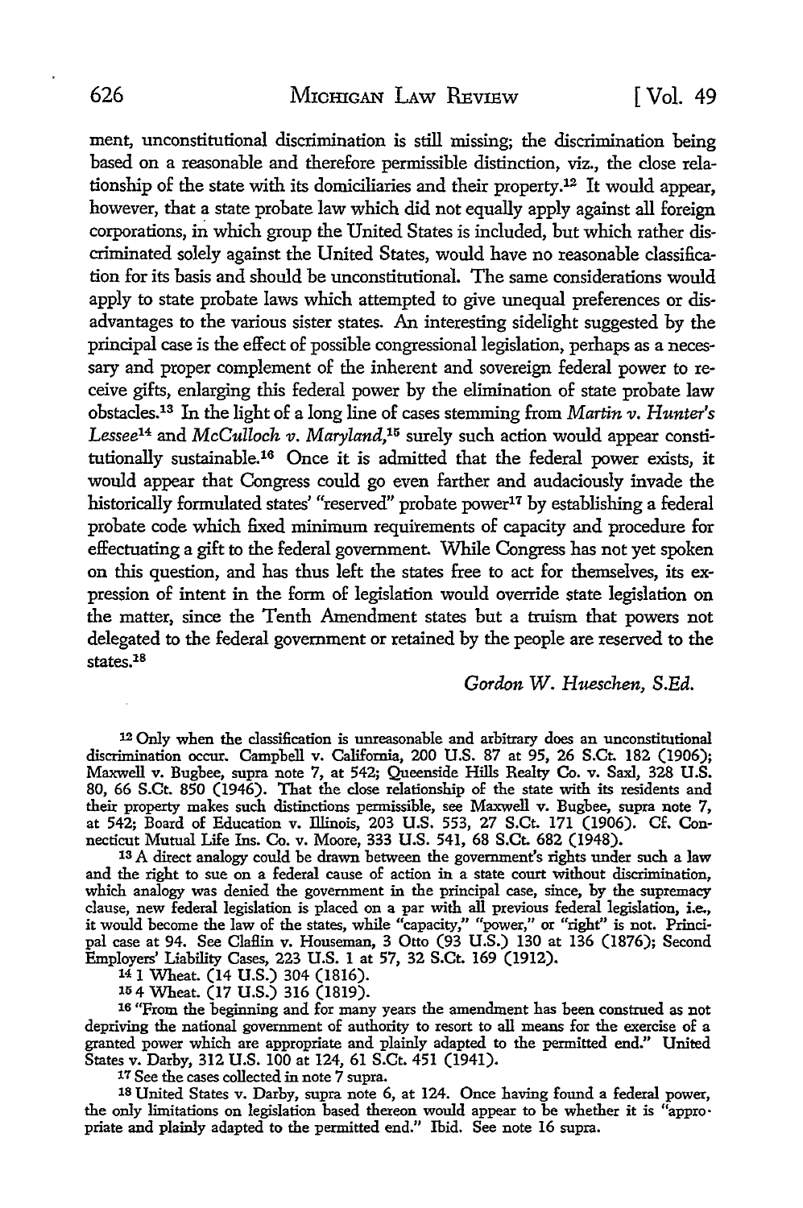ment, unconstitutional discrimination is still missing; the discrimination being based on a reasonable and therefore permissible distinction, viz., the close relationship of the state with its domiciliaries and their property.[12] It would appear, however, that a state probate law which did not equally apply against all foreign corporations, in which group the United States is included, but which rather discriminated solely against the United States, would have no reasonable classification for its basis and should be unconstitutional. The same considerations would apply to state probate laws which attempted to give unequal preferences or disadvantages to the various sister states. An interesting sidelight suggested by the principal case is the effect of possible congressional legislation, perhaps as a necessary and proper complement of the inherent and sovereign federal power to receive gifts, enlarging this federal power by the elimination of state probate law obstacles.[13] In the light of a long line of cases stemming from *Martin v. Hunter's Lessee*[14] and *McCulloch v. Maryland*,[15] surely such action would appear constitutionally sustainable.[16] Once it is admitted that the federal power exists, it would appear that Congress could go even farther and audaciously invade the historically formulated states' "reserved" probate power[17] by establishing a federal probate code which fixed minimum requirements of capacity and procedure for effectuating a gift to the federal government. While Congress has not yet spoken on this question, and has thus left the states free to act for themselves, its expression of intent in the form of legislation would override state legislation on the matter, since the Tenth Amendment states but a truism that powers not delegated to the federal government or retained by the people are reserved to the states.[18]

*Gordon W. Hueschen, S.Ed.*

---

[12] Only when the classification is unreasonable and arbitrary does an unconstitutional discrimination occur. Campbell v. California, 200 U.S. 87 at 95, 26 S.Ct. 182 (1906); Maxwell v. Bugbee, supra note 7, at 542; Queenside Hills Realty Co. v. Saxl, 328 U.S. 80, 66 S.Ct. 850 (1946). That the close relationship of the state with its residents and their property makes such distinctions permissible, see Maxwell v. Bugbee, supra note 7, at 542; Board of Education v. Illinois, 203 U.S. 553, 27 S.Ct. 171 (1906). Cf. Connecticut Mutual Life Ins. Co. v. Moore, 333 U.S. 541, 68 S.Ct. 682 (1948).

[13] A direct analogy could be drawn between the government's rights under such a law and the right to sue on a federal cause of action in a state court without discrimination, which analogy was denied the government in the principal case, since, by the supremacy clause, new federal legislation is placed on a par with all previous federal legislation, i.e., it would become the law of the states, while "capacity," "power," or "right" is not. Principal case at 94. See Claflin v. Houseman, 3 Otto (93 U.S.) 130 at 136 (1876); Second Employers' Liability Cases, 223 U.S. 1 at 57, 32 S.Ct. 169 (1912).

[14] 1 Wheat. (14 U.S.) 304 (1816).

[15] 4 Wheat. (17 U.S.) 316 (1819).

[16] "From the beginning and for many years the amendment has been construed as not depriving the national government of authority to resort to all means for the exercise of a granted power which are appropriate and plainly adapted to the permitted end." United States v. Darby, 312 U.S. 100 at 124, 61 S.Ct. 451 (1941).

[17] See the cases collected in note 7 supra.

[18] United States v. Darby, supra note 6, at 124. Once having found a federal power, the only limitations on legislation based thereon would appear to be whether it is "appropriate and plainly adapted to the permitted end." Ibid. See note 16 supra.